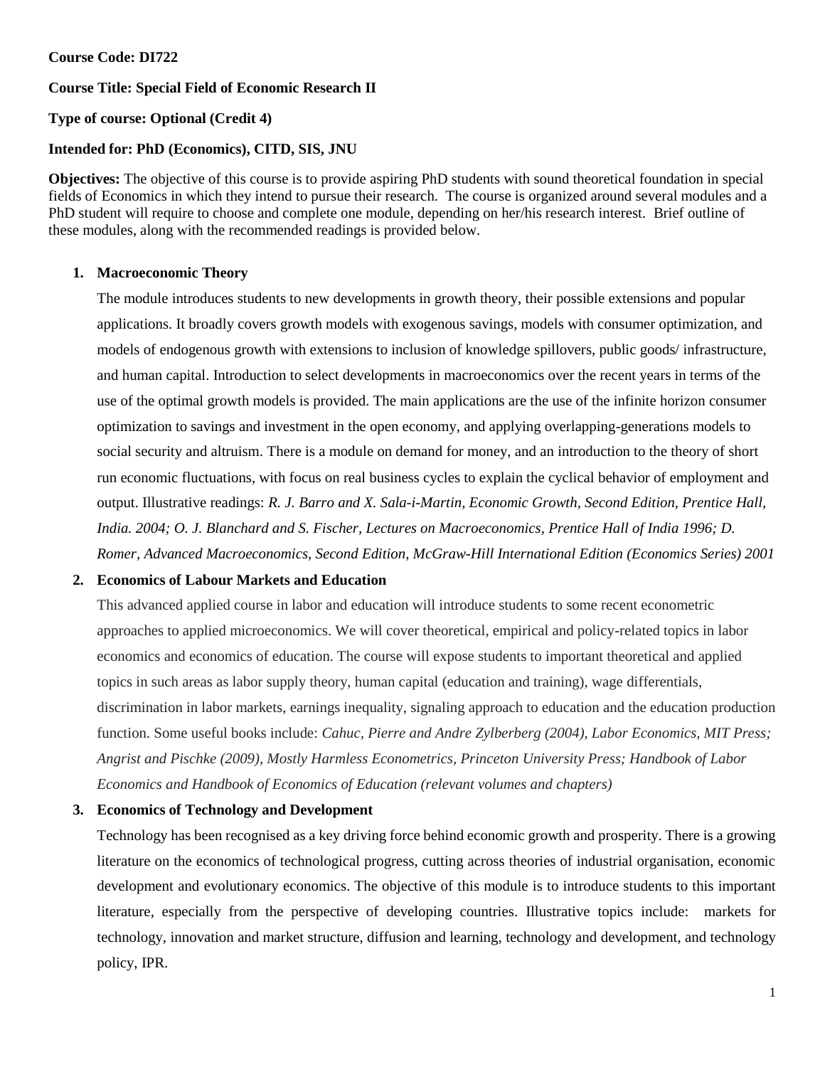**Course Code: DI722**

**Course Title: Special Field of Economic Research II**

**Type of course: Optional (Credit 4)**

**Intended for: PhD (Economics), CITD, SIS, JNU**

**Objectives:** The objective of this course is to provide aspiring PhD students with sound theoretical foundation in special fields of Economics in which they intend to pursue their research. The course is organized around several modules and a PhD student will require to choose and complete one module, depending on her/his research interest. Brief outline of these modules, along with the recommended readings is provided below.

1. **Macroeconomic Theory**

   The module introduces students to new developments in growth theory, their possible extensions and popular applications. It broadly covers growth models with exogenous savings, models with consumer optimization, and models of endogenous growth with extensions to inclusion of knowledge spillovers, public goods/ infrastructure, and human capital. Introduction to select developments in macroeconomics over the recent years in terms of the use of the optimal growth models is provided. The main applications are the use of the infinite horizon consumer optimization to savings and investment in the open economy, and applying overlapping-generations models to social security and altruism. There is a module on demand for money, and an introduction to the theory of short run economic fluctuations, with focus on real business cycles to explain the cyclical behavior of employment and output. Illustrative readings: *R. J. Barro and X. Sala-i-Martin, Economic Growth, Second Edition, Prentice Hall, India. 2004; O. J. Blanchard and S. Fischer, Lectures on Macroeconomics, Prentice Hall of India 1996; D. Romer, Advanced Macroeconomics, Second Edition, McGraw-Hill International Edition (Economics Series) 2001*

2. **Economics of Labour Markets and Education**

   This advanced applied course in labor and education will introduce students to some recent econometric approaches to applied microeconomics. We will cover theoretical, empirical and policy-related topics in labor economics and economics of education. The course will expose students to important theoretical and applied topics in such areas as labor supply theory, human capital (education and training), wage differentials, discrimination in labor markets, earnings inequality, signaling approach to education and the education production function. Some useful books include: *Cahuc, Pierre and Andre Zylberberg (2004), Labor Economics, MIT Press; Angrist and Pischke (2009), Mostly Harmless Econometrics, Princeton University Press; Handbook of Labor Economics and Handbook of Economics of Education (relevant volumes and chapters)*

3. **Economics of Technology and Development**

   Technology has been recognised as a key driving force behind economic growth and prosperity. There is a growing literature on the economics of technological progress, cutting across theories of industrial organisation, economic development and evolutionary economics. The objective of this module is to introduce students to this important literature, especially from the perspective of developing countries. Illustrative topics include: markets for technology, innovation and market structure, diffusion and learning, technology and development, and technology policy, IPR.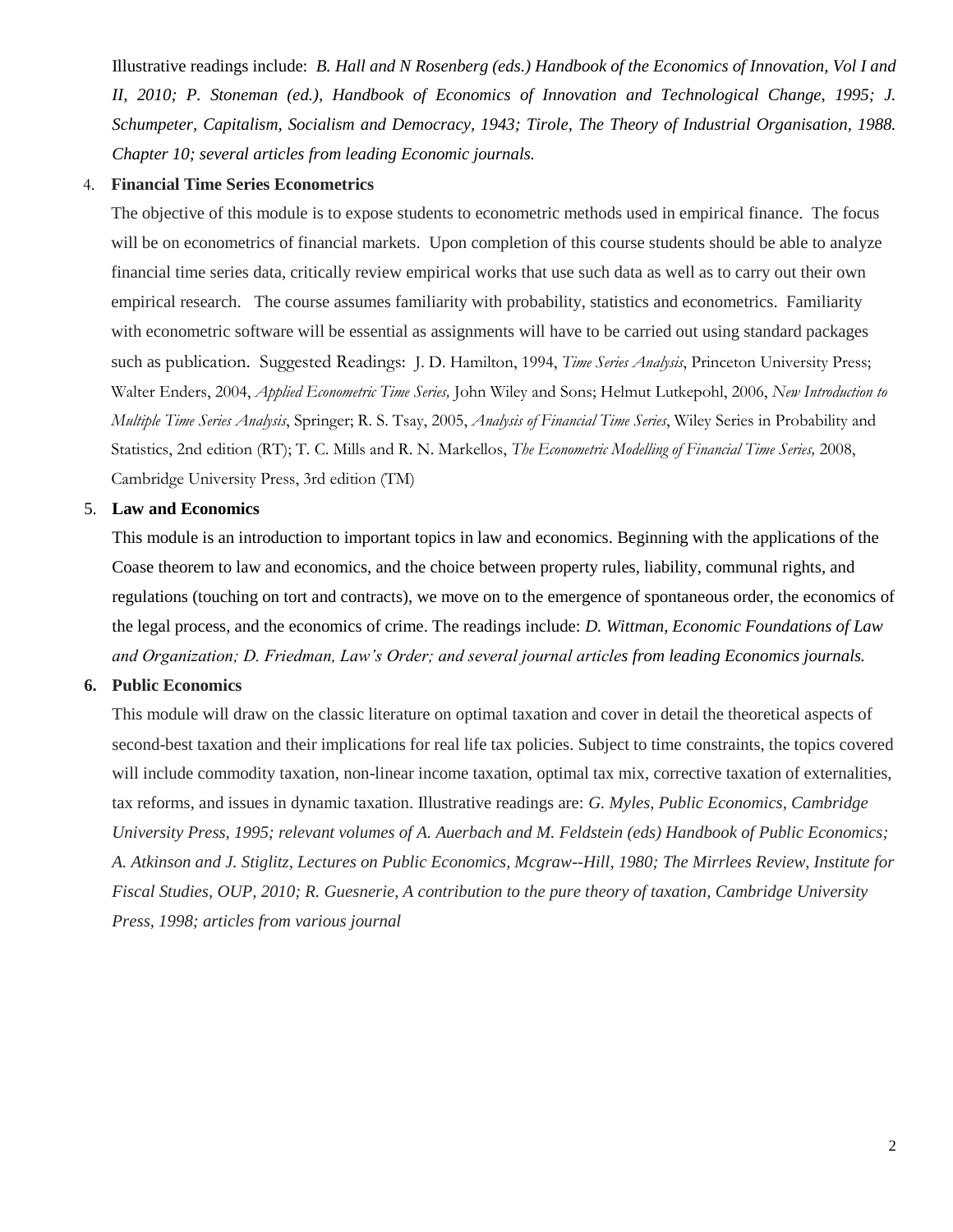Illustrative readings include: *B. Hall and N Rosenberg (eds.) Handbook of the Economics of Innovation, Vol I and II, 2010; P. Stoneman (ed.), Handbook of Economics of Innovation and Technological Change, 1995; J. Schumpeter, Capitalism, Socialism and Democracy, 1943; Tirole, The Theory of Industrial Organisation, 1988. Chapter 10; several articles from leading Economic journals.*

4. **Financial Time Series Econometrics**

   The objective of this module is to expose students to econometric methods used in empirical finance. The focus will be on econometrics of financial markets. Upon completion of this course students should be able to analyze financial time series data, critically review empirical works that use such data as well as to carry out their own empirical research. The course assumes familiarity with probability, statistics and econometrics. Familiarity with econometric software will be essential as assignments will have to be carried out using standard packages such as publication. Suggested Readings: J. D. Hamilton, 1994, *Time Series Analysis*, Princeton University Press; Walter Enders, 2004, *Applied Econometric Time Series,* John Wiley and Sons; Helmut Lutkepohl, 2006, *New Introduction to Multiple Time Series Analysis*, Springer; R. S. Tsay, 2005, *Analysis of Financial Time Series*, Wiley Series in Probability and Statistics, 2nd edition (RT); T. C. Mills and R. N. Markellos, *The Econometric Modelling of Financial Time Series,* 2008, Cambridge University Press, 3rd edition (TM)

5. **Law and Economics**

   This module is an introduction to important topics in law and economics. Beginning with the applications of the Coase theorem to law and economics, and the choice between property rules, liability, communal rights, and regulations (touching on tort and contracts), we move on to the emergence of spontaneous order, the economics of the legal process, and the economics of crime. The readings include: *D. Wittman, Economic Foundations of Law and Organization; D. Friedman, Law's Order; and several journal articles from leading Economics journals.*

6. **Public Economics**

   This module will draw on the classic literature on optimal taxation and cover in detail the theoretical aspects of second-best taxation and their implications for real life tax policies. Subject to time constraints, the topics covered will include commodity taxation, non-linear income taxation, optimal tax mix, corrective taxation of externalities, tax reforms, and issues in dynamic taxation. Illustrative readings are: *G. Myles, Public Economics, Cambridge University Press, 1995; relevant volumes of A. Auerbach and M. Feldstein (eds) Handbook of Public Economics; A. Atkinson and J. Stiglitz, Lectures on Public Economics, Mcgraw--Hill, 1980; The Mirrlees Review, Institute for Fiscal Studies, OUP, 2010; R. Guesnerie, A contribution to the pure theory of taxation, Cambridge University Press, 1998; articles from various journal*